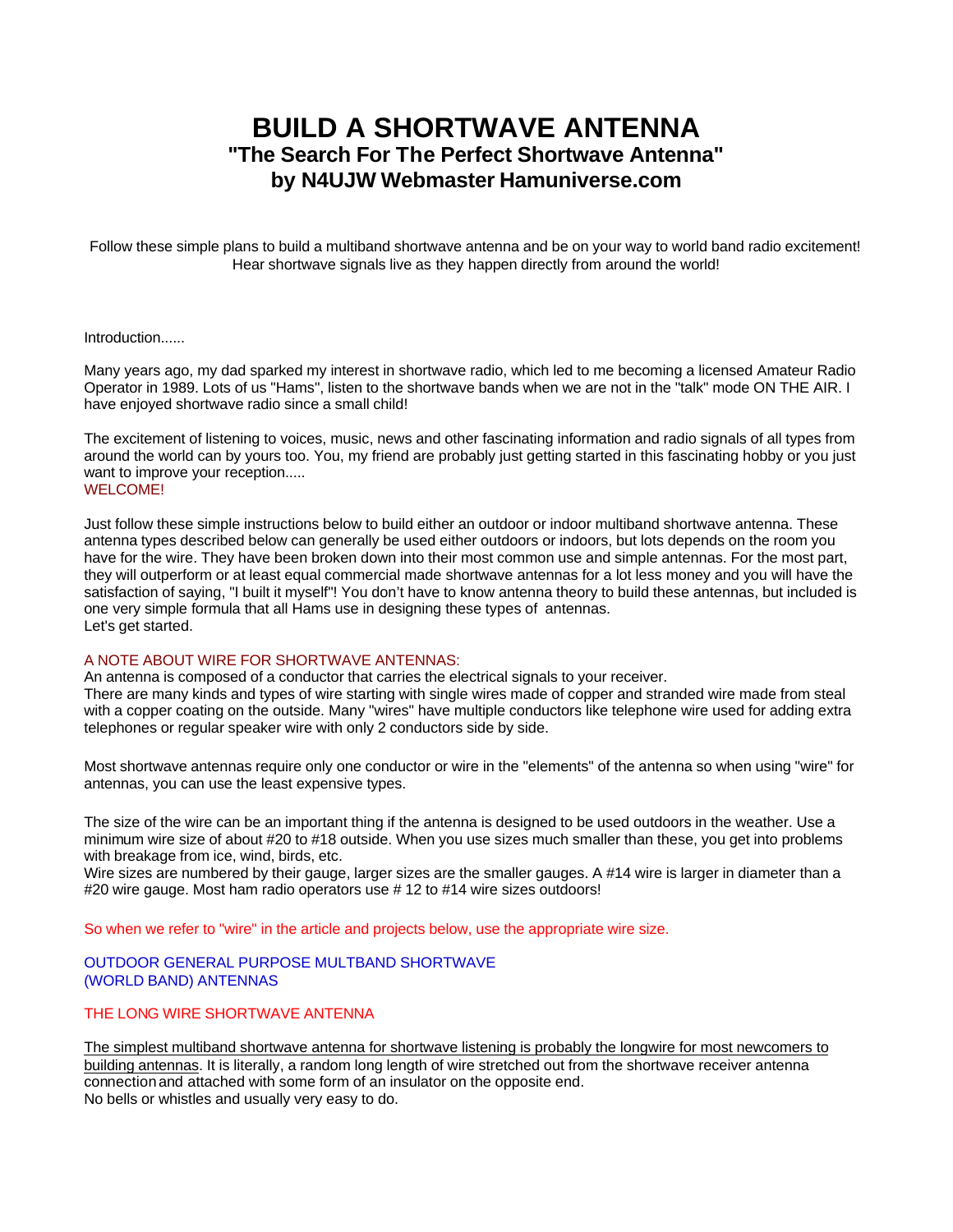# BUILD A SHORTWAVE ANTENNA

## "The Search For The Perfect Shortwave Antenna"

## by N4UJW Webmaster Hamuniverse.com

Follow these simple plans to build a multiband shortwave antenna and be on your way to world band radio excitement! Hear shortwave signals live as they happen directly from around the world!

Introduction......

Many years ago, my dad sparked my interest in shortwave radio, which led to me becoming a licensed Amateur Radio Operator in 1989. Lots of us "Hams", listen to the shortwave bands when we are not in the "talk" mode ON THE AIR. I have enjoyed shortwave radio since a small child!

The excitement of listening to voices, music, news and other fascinating information and radio signals of all types from around the world can by yours too. You, my friend are probably just getting started in this fascinating hobby or you just want to improve your reception.....
WELCOME!

Just follow these simple instructions below to build either an outdoor or indoor multiband shortwave antenna. These antenna types described below can generally be used either outdoors or indoors, but lots depends on the room you have for the wire. They have been broken down into their most common use and simple antennas. For the most part, they will outperform or at least equal commercial made shortwave antennas for a lot less money and you will have the satisfaction of saying, "I built it myself"! You don't have to know antenna theory to build these antennas, but included is one very simple formula that all Hams use in designing these types of antennas.
Let's get started.

A NOTE ABOUT WIRE FOR SHORTWAVE ANTENNAS:
An antenna is composed of a conductor that carries the electrical signals to your receiver.
There are many kinds and types of wire starting with single wires made of copper and stranded wire made from steal with a copper coating on the outside. Many "wires" have multiple conductors like telephone wire used for adding extra telephones or regular speaker wire with only 2 conductors side by side.

Most shortwave antennas require only one conductor or wire in the "elements" of the antenna so when using "wire" for antennas, you can use the least expensive types.

The size of the wire can be an important thing if the antenna is designed to be used outdoors in the weather. Use a minimum wire size of about #20 to #18 outside. When you use sizes much smaller than these, you get into problems with breakage from ice, wind, birds, etc.
Wire sizes are numbered by their gauge, larger sizes are the smaller gauges. A #14 wire is larger in diameter than a #20 wire gauge. Most ham radio operators use # 12 to #14 wire sizes outdoors!

So when we refer to "wire" in the article and projects below, use the appropriate wire size.

OUTDOOR GENERAL PURPOSE MULTBAND SHORTWAVE
(WORLD BAND) ANTENNAS

THE LONG WIRE SHORTWAVE ANTENNA

<u>The simplest multiband shortwave antenna for shortwave listening is probably the longwire for most newcomers to building antennas</u>. It is literally, a random long length of wire stretched out from the shortwave receiver antenna connection and attached with some form of an insulator on the opposite end.
No bells or whistles and usually very easy to do.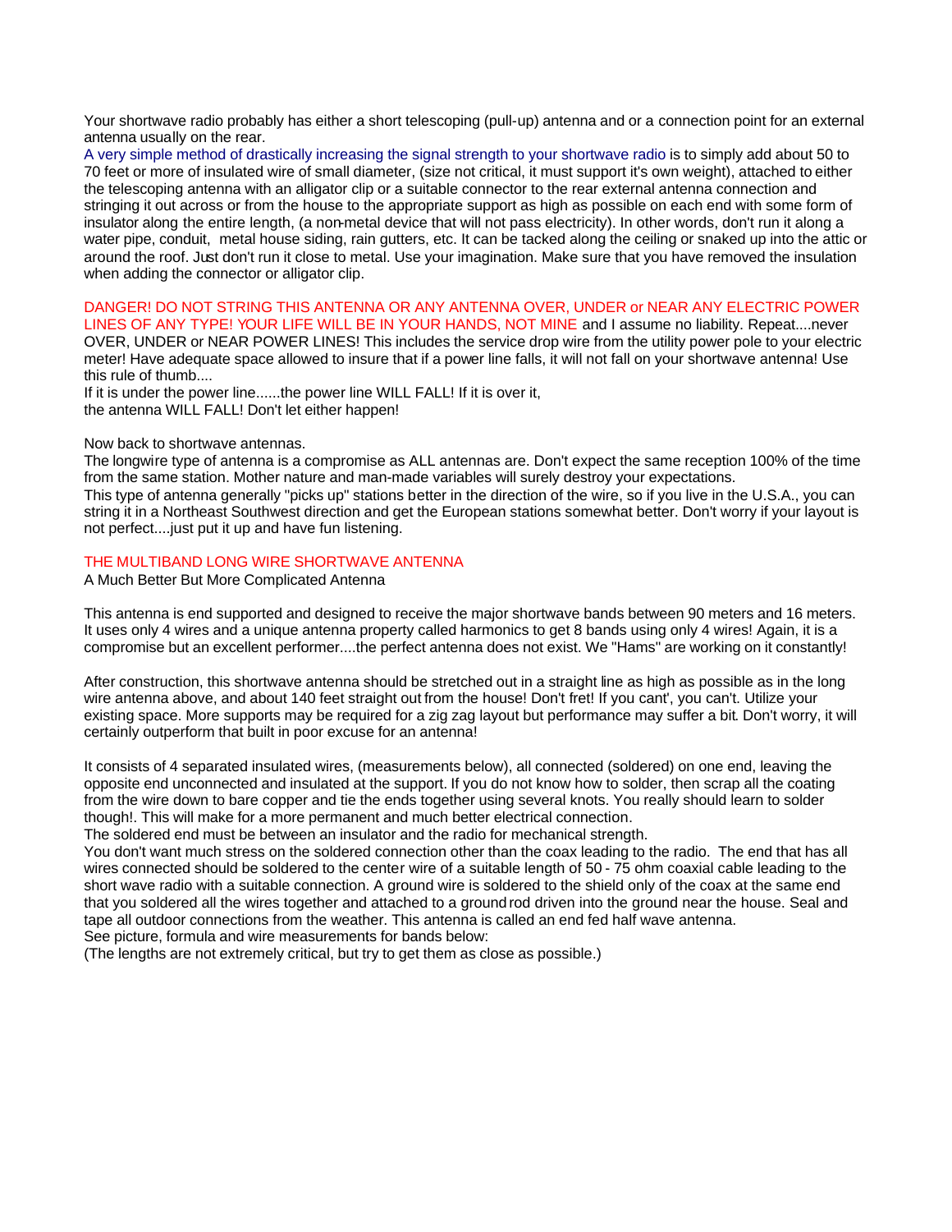Your shortwave radio probably has either a short telescoping (pull-up) antenna and or a connection point for an external antenna usually on the rear.

A very simple method of drastically increasing the signal strength to your shortwave radio is to simply add about 50 to 70 feet or more of insulated wire of small diameter, (size not critical, it must support it's own weight), attached to either the telescoping antenna with an alligator clip or a suitable connector to the rear external antenna connection and stringing it out across or from the house to the appropriate support as high as possible on each end with some form of insulator along the entire length, (a non-metal device that will not pass electricity). In other words, don't run it along a water pipe, conduit, metal house siding, rain gutters, etc. It can be tacked along the ceiling or snaked up into the attic or around the roof. Just don't run it close to metal. Use your imagination. Make sure that you have removed the insulation when adding the connector or alligator clip.

DANGER! DO NOT STRING THIS ANTENNA OR ANY ANTENNA OVER, UNDER or NEAR ANY ELECTRIC POWER LINES OF ANY TYPE! YOUR LIFE WILL BE IN YOUR HANDS, NOT MINE and I assume no liability. Repeat....never OVER, UNDER or NEAR POWER LINES! This includes the service drop wire from the utility power pole to your electric meter! Have adequate space allowed to insure that if a power line falls, it will not fall on your shortwave antenna! Use this rule of thumb....

If it is under the power line......the power line WILL FALL! If it is over it,
the antenna WILL FALL! Don't let either happen!

Now back to shortwave antennas.

The longwire type of antenna is a compromise as ALL antennas are. Don't expect the same reception 100% of the time from the same station. Mother nature and man-made variables will surely destroy your expectations.

This type of antenna generally "picks up" stations better in the direction of the wire, so if you live in the U.S.A., you can string it in a Northeast Southwest direction and get the European stations somewhat better. Don't worry if your layout is not perfect....just put it up and have fun listening.

## THE MULTIBAND LONG WIRE SHORTWAVE ANTENNA

A Much Better But More Complicated Antenna

This antenna is end supported and designed to receive the major shortwave bands between 90 meters and 16 meters. It uses only 4 wires and a unique antenna property called harmonics to get 8 bands using only 4 wires! Again, it is a compromise but an excellent performer....the perfect antenna does not exist. We "Hams" are working on it constantly!

After construction, this shortwave antenna should be stretched out in a straight line as high as possible as in the long wire antenna above, and about 140 feet straight out from the house! Don't fret! If you cant', you can't. Utilize your existing space. More supports may be required for a zig zag layout but performance may suffer a bit. Don't worry, it will certainly outperform that built in poor excuse for an antenna!

It consists of 4 separated insulated wires, (measurements below), all connected (soldered) on one end, leaving the opposite end unconnected and insulated at the support. If you do not know how to solder, then scrap all the coating from the wire down to bare copper and tie the ends together using several knots. You really should learn to solder though!. This will make for a more permanent and much better electrical connection.

The soldered end must be between an insulator and the radio for mechanical strength.

You don't want much stress on the soldered connection other than the coax leading to the radio. The end that has all wires connected should be soldered to the center wire of a suitable length of 50 - 75 ohm coaxial cable leading to the short wave radio with a suitable connection. A ground wire is soldered to the shield only of the coax at the same end that you soldered all the wires together and attached to a ground rod driven into the ground near the house. Seal and tape all outdoor connections from the weather. This antenna is called an end fed half wave antenna.

See picture, formula and wire measurements for bands below:

(The lengths are not extremely critical, but try to get them as close as possible.)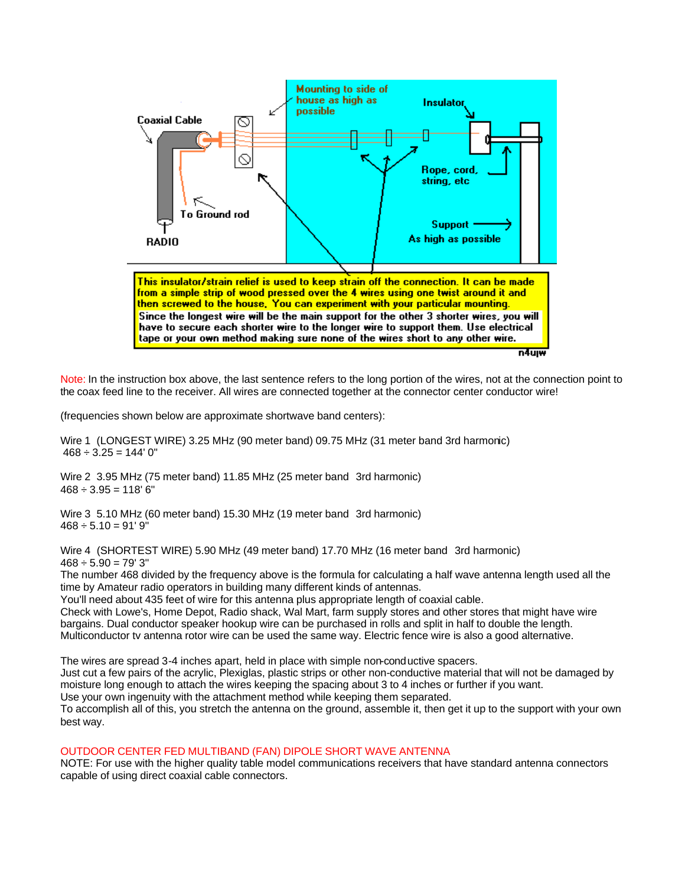Coaxial Cable

Mounting to side of house as high as possible

Insulator

Rope, cord, string, etc

To Ground rod

Support As high as possible

RADIO

This insulator/strain relief is used to keep strain off the connection. It can be made from a simple strip of wood pressed over the 4 wires using one twist around it and then screwed to the house. You can experiment with your particular mounting. Since the longest wire will be the main support for the other 3 shorter wires, you will have to secure each shorter wire to the longer wire to support them. Use electrical tape or your own method making sure none of the wires short to any other wire.

n4ujw

Note: In the instruction box above, the last sentence refers to the long portion of the wires, not at the connection point to the coax feed line to the receiver. All wires are connected together at the connector center conductor wire!

(frequencies shown below are approximate shortwave band centers):

Wire 1 (LONGEST WIRE) 3.25 MHz (90 meter band) 09.75 MHz (31 meter band 3rd harmonic)
468 ÷ 3.25 = 144' 0"

Wire 2 3.95 MHz (75 meter band) 11.85 MHz (25 meter band 3rd harmonic)
468 ÷ 3.95 = 118' 6"

Wire 3 5.10 MHz (60 meter band) 15.30 MHz (19 meter band 3rd harmonic)
468 ÷ 5.10 = 91' 9"

Wire 4 (SHORTEST WIRE) 5.90 MHz (49 meter band) 17.70 MHz (16 meter band 3rd harmonic)
468 ÷ 5.90 = 79' 3"
The number 468 divided by the frequency above is the formula for calculating a half wave antenna length used all the time by Amateur radio operators in building many different kinds of antennas.
You'll need about 435 feet of wire for this antenna plus appropriate length of coaxial cable.
Check with Lowe's, Home Depot, Radio shack, Wal Mart, farm supply stores and other stores that might have wire bargains. Dual conductor speaker hookup wire can be purchased in rolls and split in half to double the length. Multiconductor tv antenna rotor wire can be used the same way. Electric fence wire is also a good alternative.

The wires are spread 3-4 inches apart, held in place with simple non-conductive spacers.
Just cut a few pairs of the acrylic, Plexiglas, plastic strips or other non-conductive material that will not be damaged by moisture long enough to attach the wires keeping the spacing about 3 to 4 inches or further if you want.
Use your own ingenuity with the attachment method while keeping them separated.
To accomplish all of this, you stretch the antenna on the ground, assemble it, then get it up to the support with your own best way.

## OUTDOOR CENTER FED MULTIBAND (FAN) DIPOLE SHORT WAVE ANTENNA

NOTE: For use with the higher quality table model communications receivers that have standard antenna connectors capable of using direct coaxial cable connectors.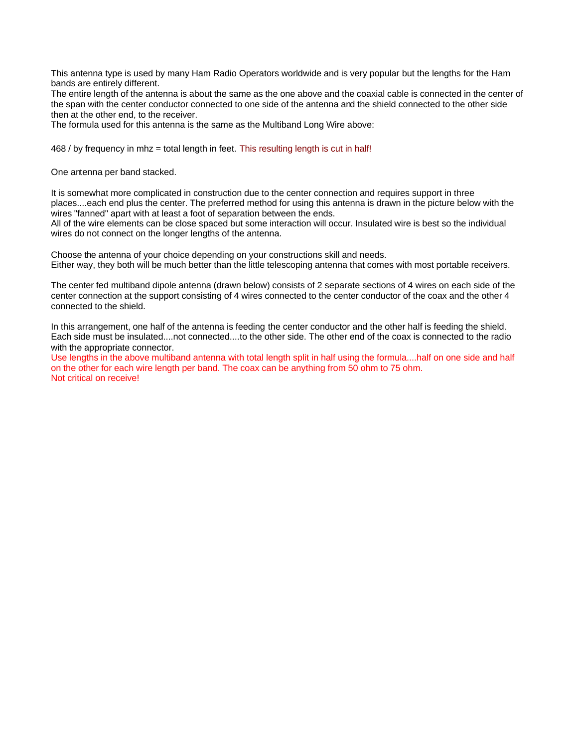This antenna type is used by many Ham Radio Operators worldwide and is very popular but the lengths for the Ham bands are entirely different.
The entire length of the antenna is about the same as the one above and the coaxial cable is connected in the center of the span with the center conductor connected to one side of the antenna and the shield connected to the other side then at the other end, to the receiver.
The formula used for this antenna is the same as the Multiband Long Wire above:

468 / by frequency in mhz = total length in feet. This resulting length is cut in half!

One antenna per band stacked.

It is somewhat more complicated in construction due to the center connection and requires support in three places....each end plus the center. The preferred method for using this antenna is drawn in the picture below with the wires "fanned" apart with at least a foot of separation between the ends.
All of the wire elements can be close spaced but some interaction will occur. Insulated wire is best so the individual wires do not connect on the longer lengths of the antenna.

Choose the antenna of your choice depending on your constructions skill and needs.
Either way, they both will be much better than the little telescoping antenna that comes with most portable receivers.

The center fed multiband dipole antenna (drawn below) consists of 2 separate sections of 4 wires on each side of the center connection at the support consisting of 4 wires connected to the center conductor of the coax and the other 4 connected to the shield.

In this arrangement, one half of the antenna is feeding the center conductor and the other half is feeding the shield. Each side must be insulated....not connected....to the other side. The other end of the coax is connected to the radio with the appropriate connector.
Use lengths in the above multiband antenna with total length split in half using the formula....half on one side and half on the other for each wire length per band. The coax can be anything from 50 ohm to 75 ohm.
Not critical on receive!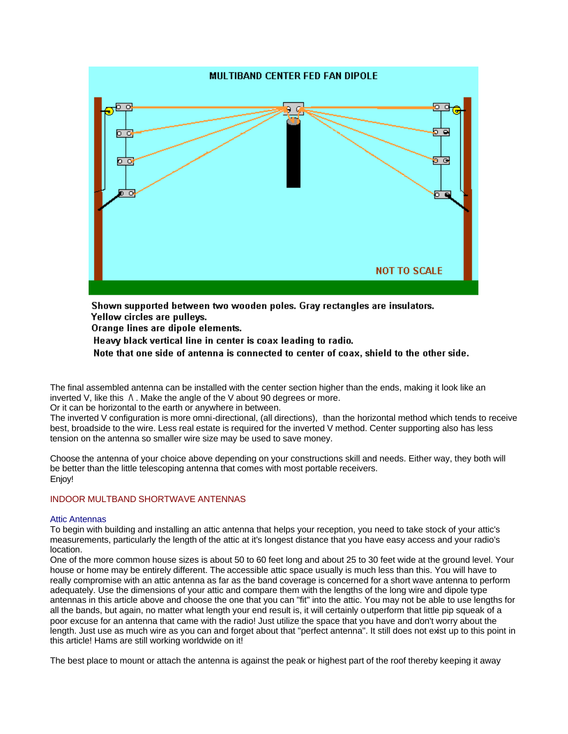MULTIBAND CENTER FED FAN DIPOLE

NOT TO SCALE

**Shown supported between two wooden poles. Gray rectangles are insulators.**
**Yellow circles are pulleys.**
**Orange lines are dipole elements.**
**Heavy black vertical line in center is coax leading to radio.**
**Note that one side of antenna is connected to center of coax, shield to the other side.**

The final assembled antenna can be installed with the center section higher than the ends, making it look like an inverted V, like this /\ . Make the angle of the V about 90 degrees or more.
Or it can be horizontal to the earth or anywhere in between.
The inverted V configuration is more omni-directional, (all directions), than the horizontal method which tends to receive best, broadside to the wire. Less real estate is required for the inverted V method. Center supporting also has less tension on the antenna so smaller wire size may be used to save money.

Choose the antenna of your choice above depending on your constructions skill and needs. Either way, they both will be better than the little telescoping antenna that comes with most portable receivers.
Enjoy!

## INDOOR MULTBAND SHORTWAVE ANTENNAS

### Attic Antennas

To begin with building and installing an attic antenna that helps your reception, you need to take stock of your attic's measurements, particularly the length of the attic at it's longest distance that you have easy access and your radio's location.
One of the more common house sizes is about 50 to 60 feet long and about 25 to 30 feet wide at the ground level. Your house or home may be entirely different. The accessible attic space usually is much less than this. You will have to really compromise with an attic antenna as far as the band coverage is concerned for a short wave antenna to perform adequately. Use the dimensions of your attic and compare them with the lengths of the long wire and dipole type antennas in this article above and choose the one that you can "fit" into the attic. You may not be able to use lengths for all the bands, but again, no matter what length your end result is, it will certainly outperform that little pip squeak of a poor excuse for an antenna that came with the radio! Just utilize the space that you have and don't worry about the length. Just use as much wire as you can and forget about that "perfect antenna". It still does not exist up to this point in this article! Hams are still working worldwide on it!

The best place to mount or attach the antenna is against the peak or highest part of the roof thereby keeping it away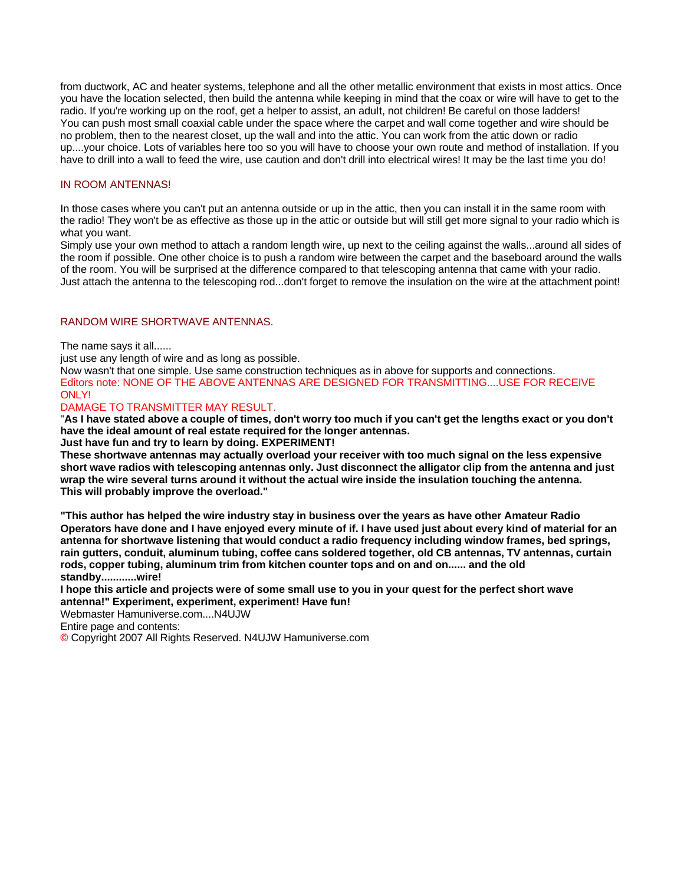from ductwork, AC and heater systems, telephone and all the other metallic environment that exists in most attics. Once you have the location selected, then build the antenna while keeping in mind that the coax or wire will have to get to the radio. If you're working up on the roof, get a helper to assist, an adult, not children! Be careful on those ladders!
You can push most small coaxial cable under the space where the carpet and wall come together and wire should be no problem, then to the nearest closet, up the wall and into the attic. You can work from the attic down or radio up....your choice. Lots of variables here too so you will have to choose your own route and method of installation. If you have to drill into a wall to feed the wire, use caution and don't drill into electrical wires! It may be the last time you do!

## IN ROOM ANTENNAS!

In those cases where you can't put an antenna outside or up in the attic, then you can install it in the same room with the radio! They won't be as effective as those up in the attic or outside but will still get more signal to your radio which is what you want.
Simply use your own method to attach a random length wire, up next to the ceiling against the walls...around all sides of the room if possible. One other choice is to push a random wire between the carpet and the baseboard around the walls of the room. You will be surprised at the difference compared to that telescoping antenna that came with your radio.
Just attach the antenna to the telescoping rod...don't forget to remove the insulation on the wire at the attachment point!

## RANDOM WIRE SHORTWAVE ANTENNAS.

The name says it all......
just use any length of wire and as long as possible.
Now wasn't that one simple. Use same construction techniques as in above for supports and connections.
Editors note: NONE OF THE ABOVE ANTENNAS ARE DESIGNED FOR TRANSMITTING....USE FOR RECEIVE ONLY!
DAMAGE TO TRANSMITTER MAY RESULT.
"**As I have stated above a couple of times, don't worry too much if you can't get the lengths exact or you don't have the ideal amount of real estate required for the longer antennas.**
**Just have fun and try to learn by doing. EXPERIMENT!**
**These shortwave antennas may actually overload your receiver with too much signal on the less expensive short wave radios with telescoping antennas only. Just disconnect the alligator clip from the antenna and just wrap the wire several turns around it without the actual wire inside the insulation touching the antenna.**
**This will probably improve the overload."**

**"This author has helped the wire industry stay in business over the years as have other Amateur Radio Operators have done and I have enjoyed every minute of if. I have used just about every kind of material for an antenna for shortwave listening that would conduct a radio frequency including window frames, bed springs, rain gutters, conduit, aluminum tubing, coffee cans soldered together, old CB antennas, TV antennas, curtain rods, copper tubing, aluminum trim from kitchen counter tops and on and on...... and the old standby............wire!**
**I hope this article and projects were of some small use to you in your quest for the perfect short wave antenna!" Experiment, experiment, experiment! Have fun!**
Webmaster Hamuniverse.com....N4UJW
Entire page and contents:
© Copyright 2007 All Rights Reserved. N4UJW Hamuniverse.com